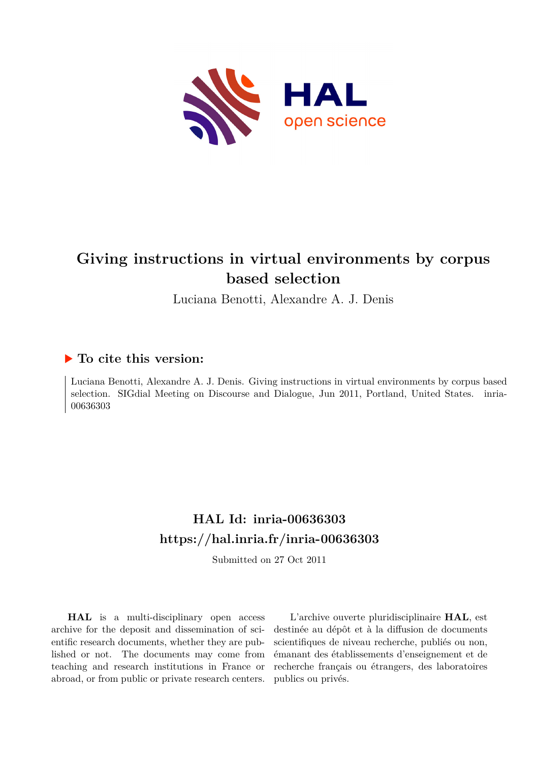# Giving instructions in virtual environments by corpus based selection

Luciana Benotti, Alexandre A. J. Denis

## ▶ To cite this version:

Luciana Benotti, Alexandre A. J. Denis. Giving instructions in virtual environments by corpus based selection. SIGdial Meeting on Discourse and Dialogue, Jun 2011, Portland, United States. inria-00636303

## HAL Id: inria-00636303
## https://hal.inria.fr/inria-00636303

Submitted on 27 Oct 2011

**HAL** is a multi-disciplinary open access archive for the deposit and dissemination of scientific research documents, whether they are published or not. The documents may come from teaching and research institutions in France or abroad, or from public or private research centers.

L'archive ouverte pluridisciplinaire **HAL**, est destinée au dépôt et à la diffusion de documents scientifiques de niveau recherche, publiés ou non, émanant des établissements d'enseignement et de recherche français ou étrangers, des laboratoires publics ou privés.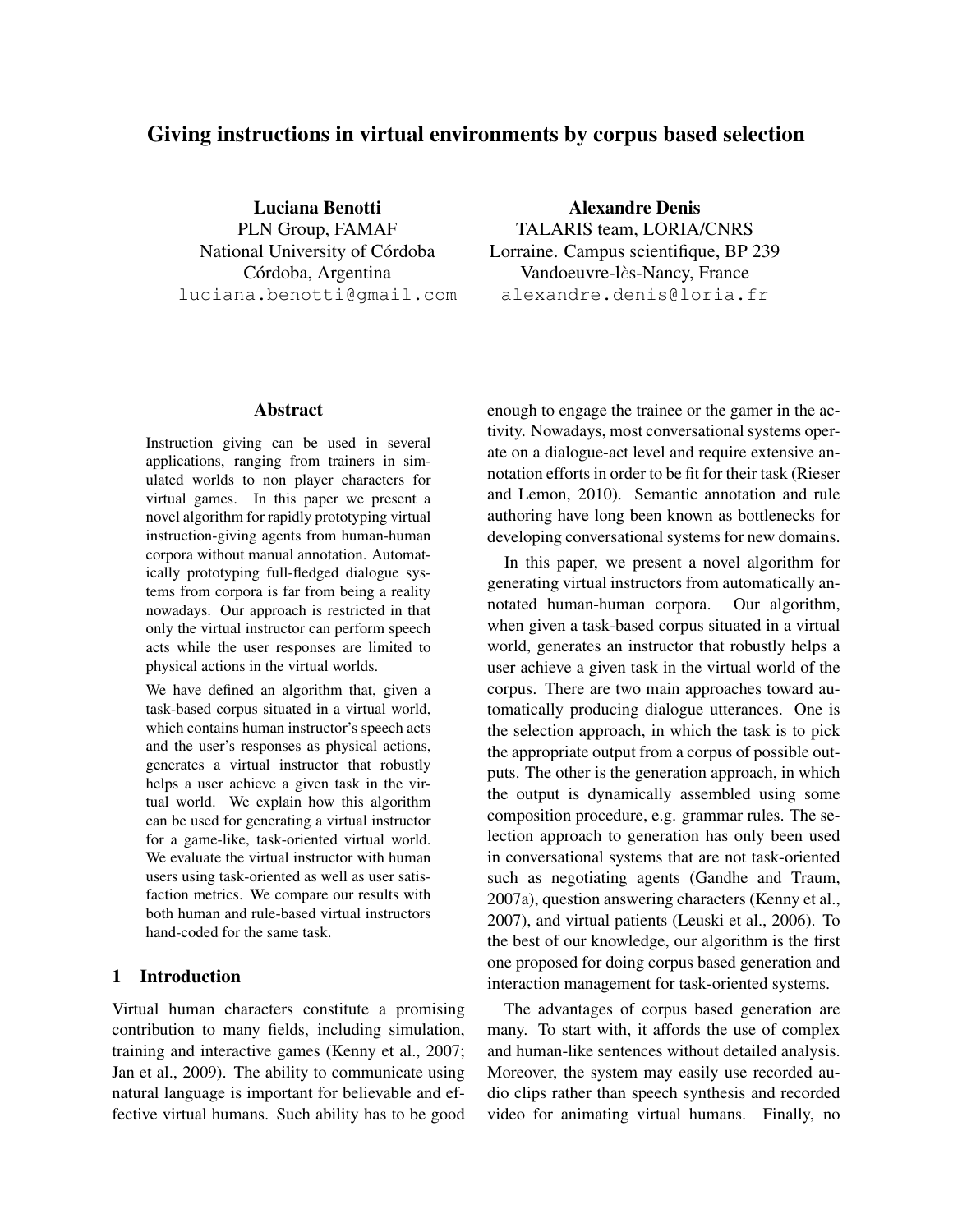# Giving instructions in virtual environments by corpus based selection

**Luciana Benotti**
PLN Group, FAMAF
National University of Córdoba
Córdoba, Argentina
luciana.benotti@gmail.com

**Alexandre Denis**
TALARIS team, LORIA/CNRS
Lorraine. Campus scientifique, BP 239
Vandoeuvre-lès-Nancy, France
alexandre.denis@loria.fr

## Abstract

Instruction giving can be used in several applications, ranging from trainers in simulated worlds to non player characters for virtual games. In this paper we present a novel algorithm for rapidly prototyping virtual instruction-giving agents from human-human corpora without manual annotation. Automatically prototyping full-fledged dialogue systems from corpora is far from being a reality nowadays. Our approach is restricted in that only the virtual instructor can perform speech acts while the user responses are limited to physical actions in the virtual worlds.

We have defined an algorithm that, given a task-based corpus situated in a virtual world, which contains human instructor's speech acts and the user's responses as physical actions, generates a virtual instructor that robustly helps a user achieve a given task in the virtual world. We explain how this algorithm can be used for generating a virtual instructor for a game-like, task-oriented virtual world. We evaluate the virtual instructor with human users using task-oriented as well as user satisfaction metrics. We compare our results with both human and rule-based virtual instructors hand-coded for the same task.

## 1 Introduction

Virtual human characters constitute a promising contribution to many fields, including simulation, training and interactive games (Kenny et al., 2007; Jan et al., 2009). The ability to communicate using natural language is important for believable and effective virtual humans. Such ability has to be good enough to engage the trainee or the gamer in the activity. Nowadays, most conversational systems operate on a dialogue-act level and require extensive annotation efforts in order to be fit for their task (Rieser and Lemon, 2010). Semantic annotation and rule authoring have long been known as bottlenecks for developing conversational systems for new domains.

In this paper, we present a novel algorithm for generating virtual instructors from automatically annotated human-human corpora. Our algorithm, when given a task-based corpus situated in a virtual world, generates an instructor that robustly helps a user achieve a given task in the virtual world of the corpus. There are two main approaches toward automatically producing dialogue utterances. One is the selection approach, in which the task is to pick the appropriate output from a corpus of possible outputs. The other is the generation approach, in which the output is dynamically assembled using some composition procedure, e.g. grammar rules. The selection approach to generation has only been used in conversational systems that are not task-oriented such as negotiating agents (Gandhe and Traum, 2007a), question answering characters (Kenny et al., 2007), and virtual patients (Leuski et al., 2006). To the best of our knowledge, our algorithm is the first one proposed for doing corpus based generation and interaction management for task-oriented systems.

The advantages of corpus based generation are many. To start with, it affords the use of complex and human-like sentences without detailed analysis. Moreover, the system may easily use recorded audio clips rather than speech synthesis and recorded video for animating virtual humans. Finally, no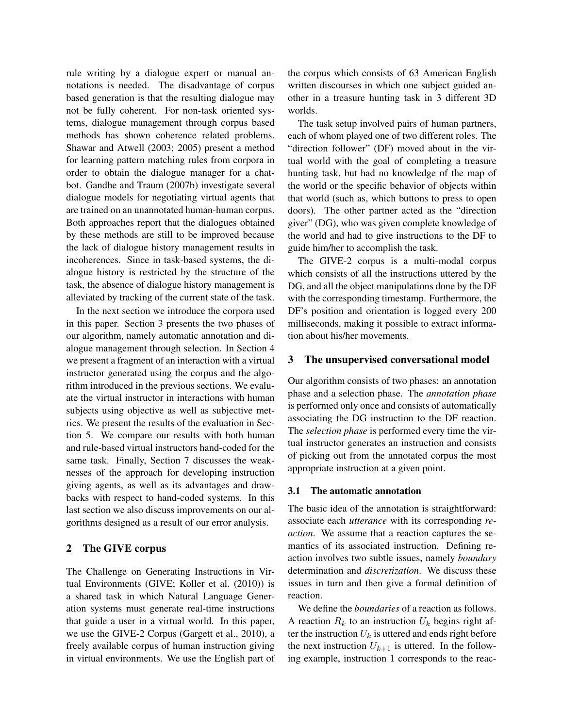rule writing by a dialogue expert or manual annotations is needed. The disadvantage of corpus based generation is that the resulting dialogue may not be fully coherent. For non-task oriented systems, dialogue management through corpus based methods has shown coherence related problems. Shawar and Atwell (2003; 2005) present a method for learning pattern matching rules from corpora in order to obtain the dialogue manager for a chatbot. Gandhe and Traum (2007b) investigate several dialogue models for negotiating virtual agents that are trained on an unannotated human-human corpus. Both approaches report that the dialogues obtained by these methods are still to be improved because the lack of dialogue history management results in incoherences. Since in task-based systems, the dialogue history is restricted by the structure of the task, the absence of dialogue history management is alleviated by tracking of the current state of the task.

In the next section we introduce the corpora used in this paper. Section 3 presents the two phases of our algorithm, namely automatic annotation and dialogue management through selection. In Section 4 we present a fragment of an interaction with a virtual instructor generated using the corpus and the algorithm introduced in the previous sections. We evaluate the virtual instructor in interactions with human subjects using objective as well as subjective metrics. We present the results of the evaluation in Section 5. We compare our results with both human and rule-based virtual instructors hand-coded for the same task. Finally, Section 7 discusses the weaknesses of the approach for developing instruction giving agents, as well as its advantages and drawbacks with respect to hand-coded systems. In this last section we also discuss improvements on our algorithms designed as a result of our error analysis.

## 2 The GIVE corpus

The Challenge on Generating Instructions in Virtual Environments (GIVE; Koller et al. (2010)) is a shared task in which Natural Language Generation systems must generate real-time instructions that guide a user in a virtual world. In this paper, we use the GIVE-2 Corpus (Gargett et al., 2010), a freely available corpus of human instruction giving in virtual environments. We use the English part of the corpus which consists of 63 American English written discourses in which one subject guided another in a treasure hunting task in 3 different 3D worlds.

The task setup involved pairs of human partners, each of whom played one of two different roles. The "direction follower" (DF) moved about in the virtual world with the goal of completing a treasure hunting task, but had no knowledge of the map of the world or the specific behavior of objects within that world (such as, which buttons to press to open doors). The other partner acted as the "direction giver" (DG), who was given complete knowledge of the world and had to give instructions to the DF to guide him/her to accomplish the task.

The GIVE-2 corpus is a multi-modal corpus which consists of all the instructions uttered by the DG, and all the object manipulations done by the DF with the corresponding timestamp. Furthermore, the DF's position and orientation is logged every 200 milliseconds, making it possible to extract information about his/her movements.

## 3 The unsupervised conversational model

Our algorithm consists of two phases: an annotation phase and a selection phase. The *annotation phase* is performed only once and consists of automatically associating the DG instruction to the DF reaction. The *selection phase* is performed every time the virtual instructor generates an instruction and consists of picking out from the annotated corpus the most appropriate instruction at a given point.

### 3.1 The automatic annotation

The basic idea of the annotation is straightforward: associate each *utterance* with its corresponding *reaction*. We assume that a reaction captures the semantics of its associated instruction. Defining reaction involves two subtle issues, namely *boundary* determination and *discretization*. We discuss these issues in turn and then give a formal definition of reaction.

We define the *boundaries* of a reaction as follows. A reaction $R_k$ to an instruction $U_k$ begins right after the instruction $U_k$ is uttered and ends right before the next instruction $U_{k+1}$ is uttered. In the following example, instruction $1$ corresponds to the reac-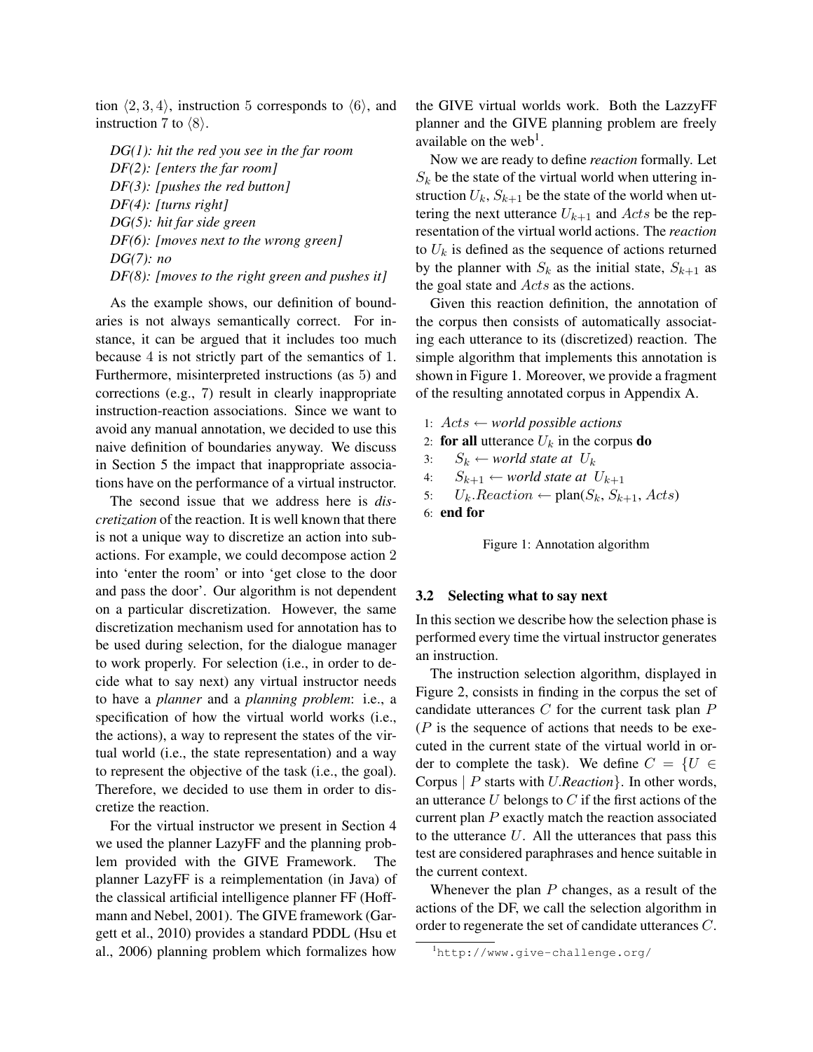tion $\langle 2, 3, 4 \rangle$, instruction 5 corresponds to $\langle 6 \rangle$, and instruction 7 to $\langle 8 \rangle$.

*DG(1): hit the red you see in the far room*
*DF(2): [enters the far room]*
*DF(3): [pushes the red button]*
*DF(4): [turns right]*
*DG(5): hit far side green*
*DF(6): [moves next to the wrong green]*
*DG(7): no*
*DF(8): [moves to the right green and pushes it]*

As the example shows, our definition of boundaries is not always semantically correct. For instance, it can be argued that it includes too much because 4 is not strictly part of the semantics of 1. Furthermore, misinterpreted instructions (as 5) and corrections (e.g., 7) result in clearly inappropriate instruction-reaction associations. Since we want to avoid any manual annotation, we decided to use this naive definition of boundaries anyway. We discuss in Section 5 the impact that inappropriate associations have on the performance of a virtual instructor.

The second issue that we address here is *discretization* of the reaction. It is well known that there is not a unique way to discretize an action into subactions. For example, we could decompose action 2 into 'enter the room' or into 'get close to the door and pass the door'. Our algorithm is not dependent on a particular discretization. However, the same discretization mechanism used for annotation has to be used during selection, for the dialogue manager to work properly. For selection (i.e., in order to decide what to say next) any virtual instructor needs to have a *planner* and a *planning problem*: i.e., a specification of how the virtual world works (i.e., the actions), a way to represent the states of the virtual world (i.e., the state representation) and a way to represent the objective of the task (i.e., the goal). Therefore, we decided to use them in order to discretize the reaction.

For the virtual instructor we present in Section 4 we used the planner LazyFF and the planning problem provided with the GIVE Framework. The planner LazyFF is a reimplementation (in Java) of the classical artificial intelligence planner FF (Hoffmann and Nebel, 2001). The GIVE framework (Gargett et al., 2010) provides a standard PDDL (Hsu et al., 2006) planning problem which formalizes how the GIVE virtual worlds work. Both the LazzyFF planner and the GIVE planning problem are freely available on the web[1].

Now we are ready to define *reaction* formally. Let $S_k$ be the state of the virtual world when uttering instruction $U_k$, $S_{k+1}$ be the state of the world when uttering the next utterance $U_{k+1}$ and $Acts$ be the representation of the virtual world actions. The *reaction* to $U_k$ is defined as the sequence of actions returned by the planner with $S_k$ as the initial state, $S_{k+1}$ as the goal state and $Acts$ as the actions.

Given this reaction definition, the annotation of the corpus then consists of automatically associating each utterance to its (discretized) reaction. The simple algorithm that implements this annotation is shown in Figure 1. Moreover, we provide a fragment of the resulting annotated corpus in Appendix A.

1: $Acts \leftarrow$ *world possible actions*
2: **for all** utterance $U_k$ in the corpus **do**
3: $\quad S_k \leftarrow$ *world state at* $U_k$
4: $\quad S_{k+1} \leftarrow$ *world state at* $U_{k+1}$
5: $\quad U_k.Reaction \leftarrow \text{plan}(S_k, S_{k+1}, Acts)$
6: **end for**

Figure 1: Annotation algorithm

### 3.2 Selecting what to say next

In this section we describe how the selection phase is performed every time the virtual instructor generates an instruction.

The instruction selection algorithm, displayed in Figure 2, consists in finding in the corpus the set of candidate utterances $C$ for the current task plan $P$ ($P$ is the sequence of actions that needs to be executed in the current state of the virtual world in order to complete the task). We define $C = \{U \in \text{Corpus} \mid P \text{ starts with } U.Reaction\}$. In other words, an utterance $U$ belongs to $C$ if the first actions of the current plan $P$ exactly match the reaction associated to the utterance $U$. All the utterances that pass this test are considered paraphrases and hence suitable in the current context.

Whenever the plan $P$ changes, as a result of the actions of the DF, we call the selection algorithm in order to regenerate the set of candidate utterances $C$.

[1] http://www.give-challenge.org/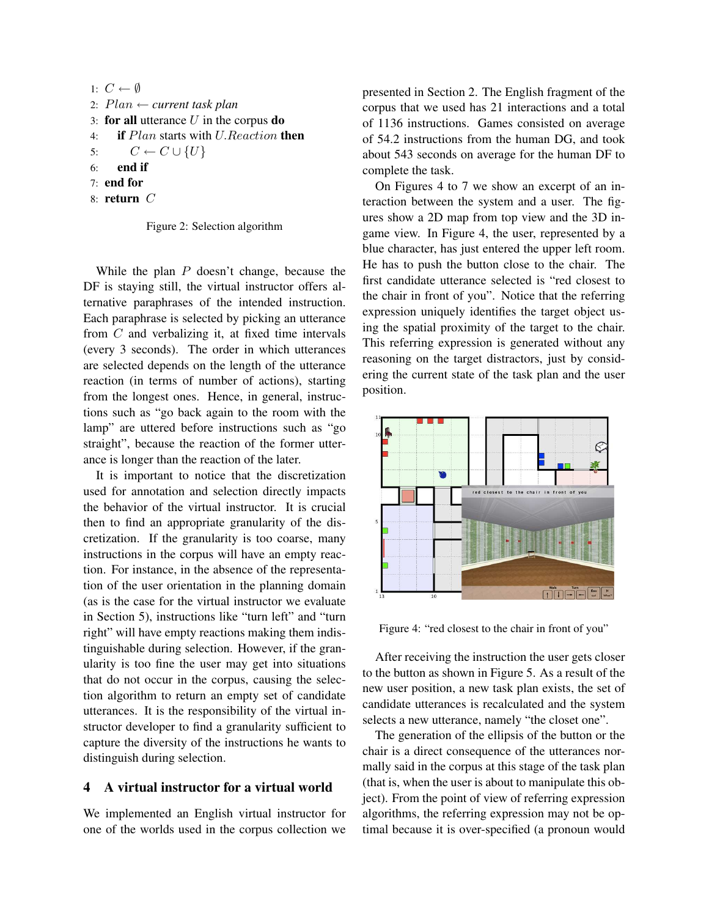```
1: C ← ∅
2: Plan ← current task plan
3: for all utterance U in the corpus do
4:    if Plan starts with U.Reaction then
5:       C ← C ∪ {U}
6:    end if
7: end for
8: return C
```

Figure 2: Selection algorithm

While the plan $P$ doesn't change, because the DF is staying still, the virtual instructor offers alternative paraphrases of the intended instruction. Each paraphrase is selected by picking an utterance from $C$ and verbalizing it, at fixed time intervals (every 3 seconds). The order in which utterances are selected depends on the length of the utterance reaction (in terms of number of actions), starting from the longest ones. Hence, in general, instructions such as "go back again to the room with the lamp" are uttered before instructions such as "go straight", because the reaction of the former utterance is longer than the reaction of the later.

It is important to notice that the discretization used for annotation and selection directly impacts the behavior of the virtual instructor. It is crucial then to find an appropriate granularity of the discretization. If the granularity is too coarse, many instructions in the corpus will have an empty reaction. For instance, in the absence of the representation of the user orientation in the planning domain (as is the case for the virtual instructor we evaluate in Section 5), instructions like "turn left" and "turn right" will have empty reactions making them indistinguishable during selection. However, if the granularity is too fine the user may get into situations that do not occur in the corpus, causing the selection algorithm to return an empty set of candidate utterances. It is the responsibility of the virtual instructor developer to find a granularity sufficient to capture the diversity of the instructions he wants to distinguish during selection.

## 4 A virtual instructor for a virtual world

We implemented an English virtual instructor for one of the worlds used in the corpus collection we presented in Section 2. The English fragment of the corpus that we used has 21 interactions and a total of 1136 instructions. Games consisted on average of 54.2 instructions from the human DG, and took about 543 seconds on average for the human DF to complete the task.

On Figures 4 to 7 we show an excerpt of an interaction between the system and a user. The figures show a 2D map from top view and the 3D in-game view. In Figure 4, the user, represented by a blue character, has just entered the upper left room. He has to push the button close to the chair. The first candidate utterance selected is "red closest to the chair in front of you". Notice that the referring expression uniquely identifies the target object using the spatial proximity of the target to the chair. This referring expression is generated without any reasoning on the target distractors, just by considering the current state of the task plan and the user position.

Figure 4: "red closest to the chair in front of you"

After receiving the instruction the user gets closer to the button as shown in Figure 5. As a result of the new user position, a new task plan exists, the set of candidate utterances is recalculated and the system selects a new utterance, namely "the closet one".

The generation of the ellipsis of the button or the chair is a direct consequence of the utterances normally said in the corpus at this stage of the task plan (that is, when the user is about to manipulate this object). From the point of view of referring expression algorithms, the referring expression may not be optimal because it is over-specified (a pronoun would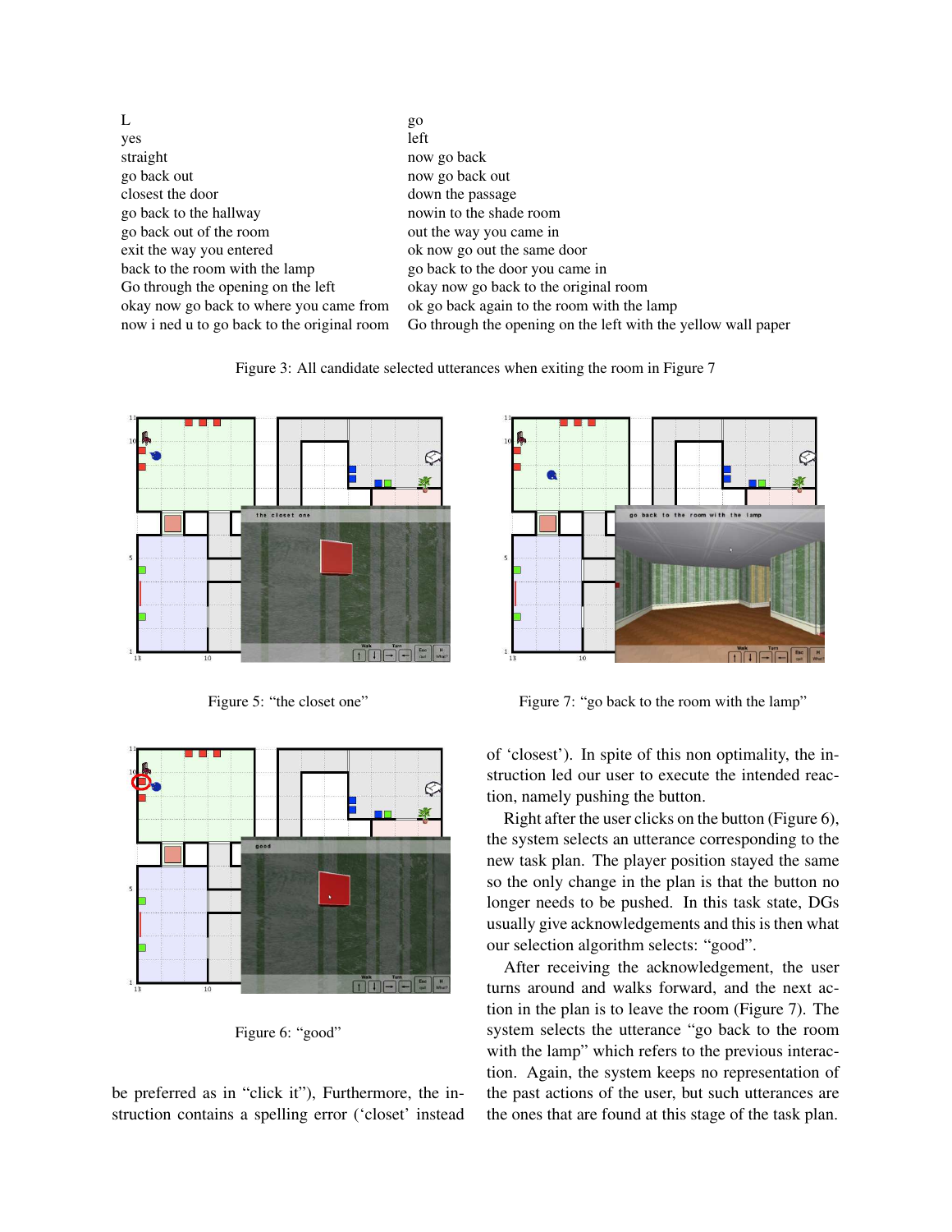| | |
|---|---|
| L | go |
| yes | left |
| straight | now go back |
| go back out | now go back out |
| closest the door | down the passage |
| go back to the hallway | nowin to the shade room |
| go back out of the room | out the way you came in |
| exit the way you entered | ok now go out the same door |
| back to the room with the lamp | go back to the door you came in |
| Go through the opening on the left | okay now go back to the original room |
| okay now go back to where you came from | ok go back again to the room with the lamp |
| now i ned u to go back to the original room | Go through the opening on the left with the yellow wall paper |

Figure 3: All candidate selected utterances when exiting the room in Figure 7

Figure 5: “the closet one”

Figure 7: “go back to the room with the lamp”

Figure 6: “good”

be preferred as in “click it”), Furthermore, the instruction contains a spelling error (‘closet’ instead of ‘closest’). In spite of this non optimality, the instruction led our user to execute the intended reaction, namely pushing the button.

Right after the user clicks on the button (Figure 6), the system selects an utterance corresponding to the new task plan. The player position stayed the same so the only change in the plan is that the button no longer needs to be pushed. In this task state, DGs usually give acknowledgements and this is then what our selection algorithm selects: “good”.

After receiving the acknowledgement, the user turns around and walks forward, and the next action in the plan is to leave the room (Figure 7). The system selects the utterance “go back to the room with the lamp” which refers to the previous interaction. Again, the system keeps no representation of the past actions of the user, but such utterances are the ones that are found at this stage of the task plan.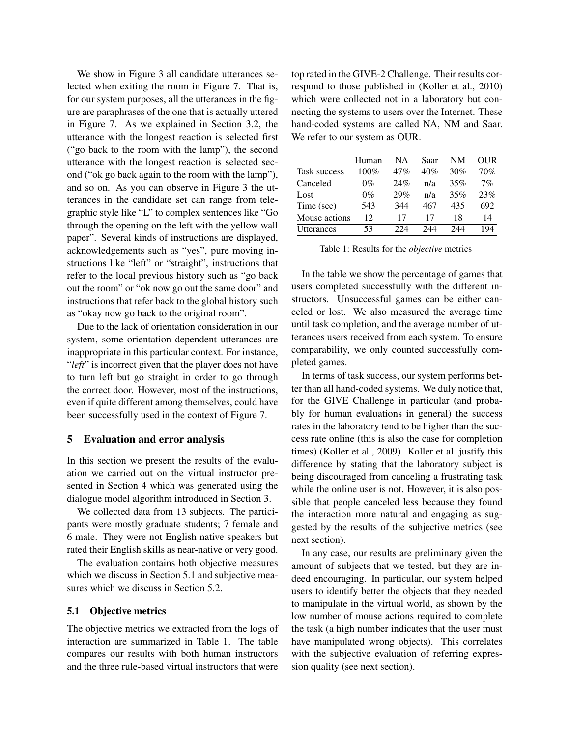We show in Figure 3 all candidate utterances selected when exiting the room in Figure 7. That is, for our system purposes, all the utterances in the figure are paraphrases of the one that is actually uttered in Figure 7. As we explained in Section 3.2, the utterance with the longest reaction is selected first ("go back to the room with the lamp"), the second utterance with the longest reaction is selected second ("ok go back again to the room with the lamp"), and so on. As you can observe in Figure 3 the utterances in the candidate set can range from telegraphic style like "L" to complex sentences like "Go through the opening on the left with the yellow wall paper". Several kinds of instructions are displayed, acknowledgements such as "yes", pure moving instructions like "left" or "straight", instructions that refer to the local previous history such as "go back out the room" or "ok now go out the same door" and instructions that refer back to the global history such as "okay now go back to the original room".

Due to the lack of orientation consideration in our system, some orientation dependent utterances are inappropriate in this particular context. For instance, "*left*" is incorrect given that the player does not have to turn left but go straight in order to go through the correct door. However, most of the instructions, even if quite different among themselves, could have been successfully used in the context of Figure 7.

## 5 Evaluation and error analysis

In this section we present the results of the evaluation we carried out on the virtual instructor presented in Section 4 which was generated using the dialogue model algorithm introduced in Section 3.

We collected data from 13 subjects. The participants were mostly graduate students; 7 female and 6 male. They were not English native speakers but rated their English skills as near-native or very good.

The evaluation contains both objective measures which we discuss in Section 5.1 and subjective measures which we discuss in Section 5.2.

### 5.1 Objective metrics

The objective metrics we extracted from the logs of interaction are summarized in Table 1. The table compares our results with both human instructors and the three rule-based virtual instructors that were top rated in the GIVE-2 Challenge. Their results correspond to those published in (Koller et al., 2010) which were collected not in a laboratory but connecting the systems to users over the Internet. These hand-coded systems are called NA, NM and Saar. We refer to our system as OUR.

| | Human | NA | Saar | NM | OUR |
|---|---|---|---|---|---|
| Task success | 100% | 47% | 40% | 30% | 70% |
| Canceled | 0% | 24% | n/a | 35% | 7% |
| Lost | 0% | 29% | n/a | 35% | 23% |
| Time (sec) | 543 | 344 | 467 | 435 | 692 |
| Mouse actions | 12 | 17 | 17 | 18 | 14 |
| Utterances | 53 | 224 | 244 | 244 | 194 |

Table 1: Results for the *objective* metrics

In the table we show the percentage of games that users completed successfully with the different instructors. Unsuccessful games can be either canceled or lost. We also measured the average time until task completion, and the average number of utterances users received from each system. To ensure comparability, we only counted successfully completed games.

In terms of task success, our system performs better than all hand-coded systems. We duly notice that, for the GIVE Challenge in particular (and probably for human evaluations in general) the success rates in the laboratory tend to be higher than the success rate online (this is also the case for completion times) (Koller et al., 2009). Koller et al. justify this difference by stating that the laboratory subject is being discouraged from canceling a frustrating task while the online user is not. However, it is also possible that people canceled less because they found the interaction more natural and engaging as suggested by the results of the subjective metrics (see next section).

In any case, our results are preliminary given the amount of subjects that we tested, but they are indeed encouraging. In particular, our system helped users to identify better the objects that they needed to manipulate in the virtual world, as shown by the low number of mouse actions required to complete the task (a high number indicates that the user must have manipulated wrong objects). This correlates with the subjective evaluation of referring expression quality (see next section).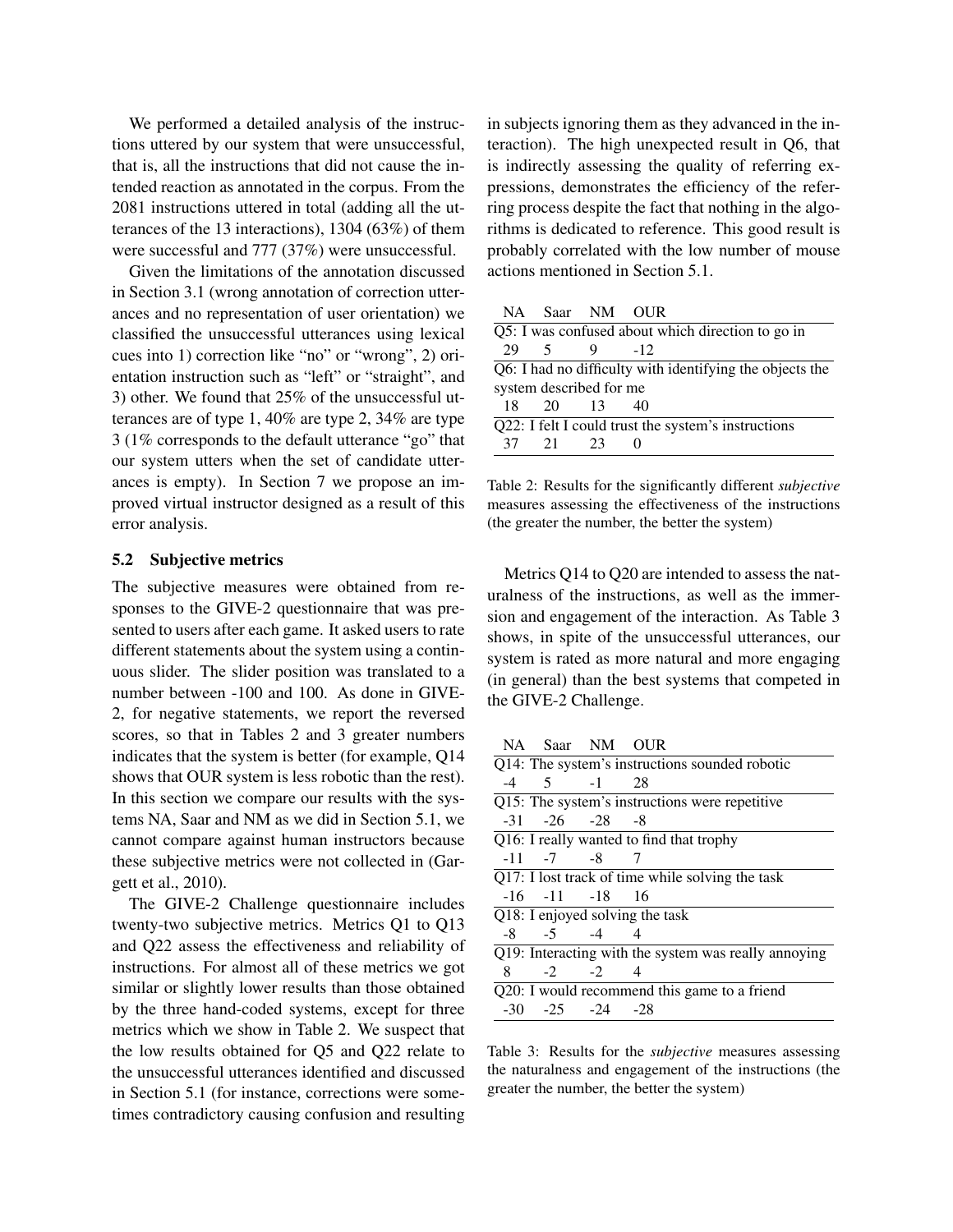We performed a detailed analysis of the instructions uttered by our system that were unsuccessful, that is, all the instructions that did not cause the intended reaction as annotated in the corpus. From the 2081 instructions uttered in total (adding all the utterances of the 13 interactions), 1304 (63%) of them were successful and 777 (37%) were unsuccessful.

Given the limitations of the annotation discussed in Section 3.1 (wrong annotation of correction utterances and no representation of user orientation) we classified the unsuccessful utterances using lexical cues into 1) correction like "no" or "wrong", 2) orientation instruction such as "left" or "straight", and 3) other. We found that 25% of the unsuccessful utterances are of type 1, 40% are type 2, 34% are type 3 (1% corresponds to the default utterance "go" that our system utters when the set of candidate utterances is empty). In Section 7 we propose an improved virtual instructor designed as a result of this error analysis.

### 5.2 Subjective metrics

The subjective measures were obtained from responses to the GIVE-2 questionnaire that was presented to users after each game. It asked users to rate different statements about the system using a continuous slider. The slider position was translated to a number between -100 and 100. As done in GIVE-2, for negative statements, we report the reversed scores, so that in Tables 2 and 3 greater numbers indicates that the system is better (for example, Q14 shows that OUR system is less robotic than the rest). In this section we compare our results with the systems NA, Saar and NM as we did in Section 5.1, we cannot compare against human instructors because these subjective metrics were not collected in (Gargett et al., 2010).

The GIVE-2 Challenge questionnaire includes twenty-two subjective metrics. Metrics Q1 to Q13 and Q22 assess the effectiveness and reliability of instructions. For almost all of these metrics we got similar or slightly lower results than those obtained by the three hand-coded systems, except for three metrics which we show in Table 2. We suspect that the low results obtained for Q5 and Q22 relate to the unsuccessful utterances identified and discussed in Section 5.1 (for instance, corrections were sometimes contradictory causing confusion and resulting in subjects ignoring them as they advanced in the interaction). The high unexpected result in Q6, that is indirectly assessing the quality of referring expressions, demonstrates the efficiency of the referring process despite the fact that nothing in the algorithms is dedicated to reference. This good result is probably correlated with the low number of mouse actions mentioned in Section 5.1.

| NA | Saar | NM | OUR |
|---|---|---|---|
| Q5: I was confused about which direction to go in | | | |
| 29 | 5 | 9 | -12 |
| Q6: I had no difficulty with identifying the objects the system described for me | | | |
| 18 | 20 | 13 | 40 |
| Q22: I felt I could trust the system's instructions | | | |
| 37 | 21 | 23 | 0 |

Table 2: Results for the significantly different *subjective* measures assessing the effectiveness of the instructions (the greater the number, the better the system)

Metrics Q14 to Q20 are intended to assess the naturalness of the instructions, as well as the immersion and engagement of the interaction. As Table 3 shows, in spite of the unsuccessful utterances, our system is rated as more natural and more engaging (in general) than the best systems that competed in the GIVE-2 Challenge.

| NA | Saar | NM | OUR |
|---|---|---|---|
| Q14: The system's instructions sounded robotic | | | |
| -4 | 5 | -1 | 28 |
| Q15: The system's instructions were repetitive | | | |
| -31 | -26 | -28 | -8 |
| Q16: I really wanted to find that trophy | | | |
| -11 | -7 | -8 | 7 |
| Q17: I lost track of time while solving the task | | | |
| -16 | -11 | -18 | 16 |
| Q18: I enjoyed solving the task | | | |
| -8 | -5 | -4 | 4 |
| Q19: Interacting with the system was really annoying | | | |
| 8 | -2 | -2 | 4 |
| Q20: I would recommend this game to a friend | | | |
| -30 | -25 | -24 | -28 |

Table 3: Results for the *subjective* measures assessing the naturalness and engagement of the instructions (the greater the number, the better the system)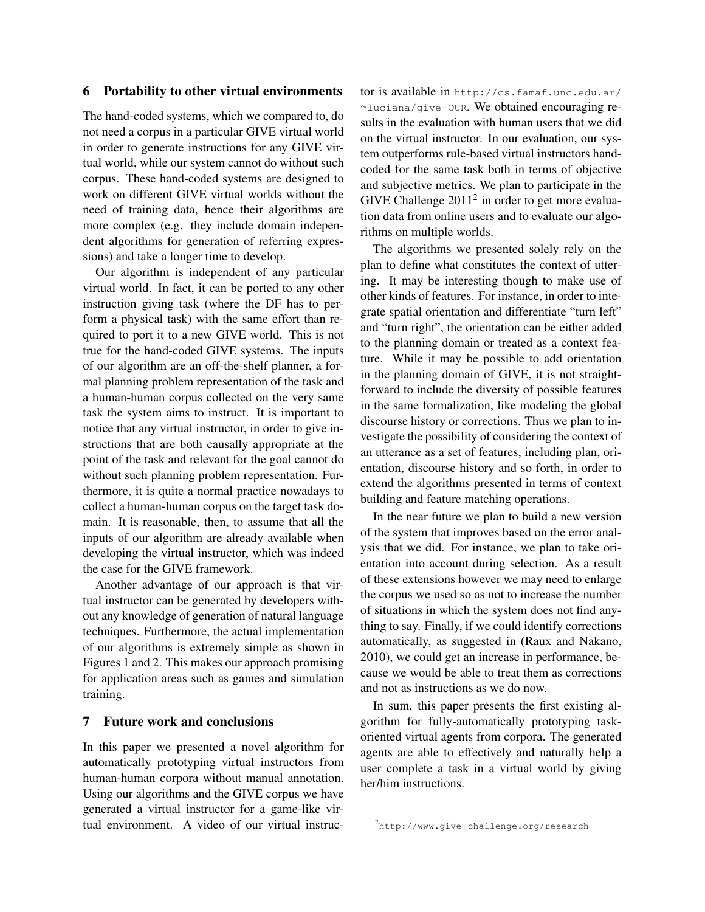## 6 Portability to other virtual environments

The hand-coded systems, which we compared to, do not need a corpus in a particular GIVE virtual world in order to generate instructions for any GIVE virtual world, while our system cannot do without such corpus. These hand-coded systems are designed to work on different GIVE virtual worlds without the need of training data, hence their algorithms are more complex (e.g. they include domain independent algorithms for generation of referring expressions) and take a longer time to develop.

Our algorithm is independent of any particular virtual world. In fact, it can be ported to any other instruction giving task (where the DF has to perform a physical task) with the same effort than required to port it to a new GIVE world. This is not true for the hand-coded GIVE systems. The inputs of our algorithm are an off-the-shelf planner, a formal planning problem representation of the task and a human-human corpus collected on the very same task the system aims to instruct. It is important to notice that any virtual instructor, in order to give instructions that are both causally appropriate at the point of the task and relevant for the goal cannot do without such planning problem representation. Furthermore, it is quite a normal practice nowadays to collect a human-human corpus on the target task domain. It is reasonable, then, to assume that all the inputs of our algorithm are already available when developing the virtual instructor, which was indeed the case for the GIVE framework.

Another advantage of our approach is that virtual instructor can be generated by developers without any knowledge of generation of natural language techniques. Furthermore, the actual implementation of our algorithms is extremely simple as shown in Figures 1 and 2. This makes our approach promising for application areas such as games and simulation training.

## 7 Future work and conclusions

In this paper we presented a novel algorithm for automatically prototyping virtual instructors from human-human corpora without manual annotation. Using our algorithms and the GIVE corpus we have generated a virtual instructor for a game-like virtual environment. A video of our virtual instructor is available in http://cs.famaf.unc.edu.ar/~luciana/give-OUR. We obtained encouraging results in the evaluation with human users that we did on the virtual instructor. In our evaluation, our system outperforms rule-based virtual instructors hand-coded for the same task both in terms of objective and subjective metrics. We plan to participate in the GIVE Challenge 2011[2] in order to get more evaluation data from online users and to evaluate our algorithms on multiple worlds.

The algorithms we presented solely rely on the plan to define what constitutes the context of uttering. It may be interesting though to make use of other kinds of features. For instance, in order to integrate spatial orientation and differentiate "turn left" and "turn right", the orientation can be either added to the planning domain or treated as a context feature. While it may be possible to add orientation in the planning domain of GIVE, it is not straightforward to include the diversity of possible features in the same formalization, like modeling the global discourse history or corrections. Thus we plan to investigate the possibility of considering the context of an utterance as a set of features, including plan, orientation, discourse history and so forth, in order to extend the algorithms presented in terms of context building and feature matching operations.

In the near future we plan to build a new version of the system that improves based on the error analysis that we did. For instance, we plan to take orientation into account during selection. As a result of these extensions however we may need to enlarge the corpus we used so as not to increase the number of situations in which the system does not find anything to say. Finally, if we could identify corrections automatically, as suggested in (Raux and Nakano, 2010), we could get an increase in performance, because we would be able to treat them as corrections and not as instructions as we do now.

In sum, this paper presents the first existing algorithm for fully-automatically prototyping task-oriented virtual agents from corpora. The generated agents are able to effectively and naturally help a user complete a task in a virtual world by giving her/him instructions.

[2] http://www.give-challenge.org/research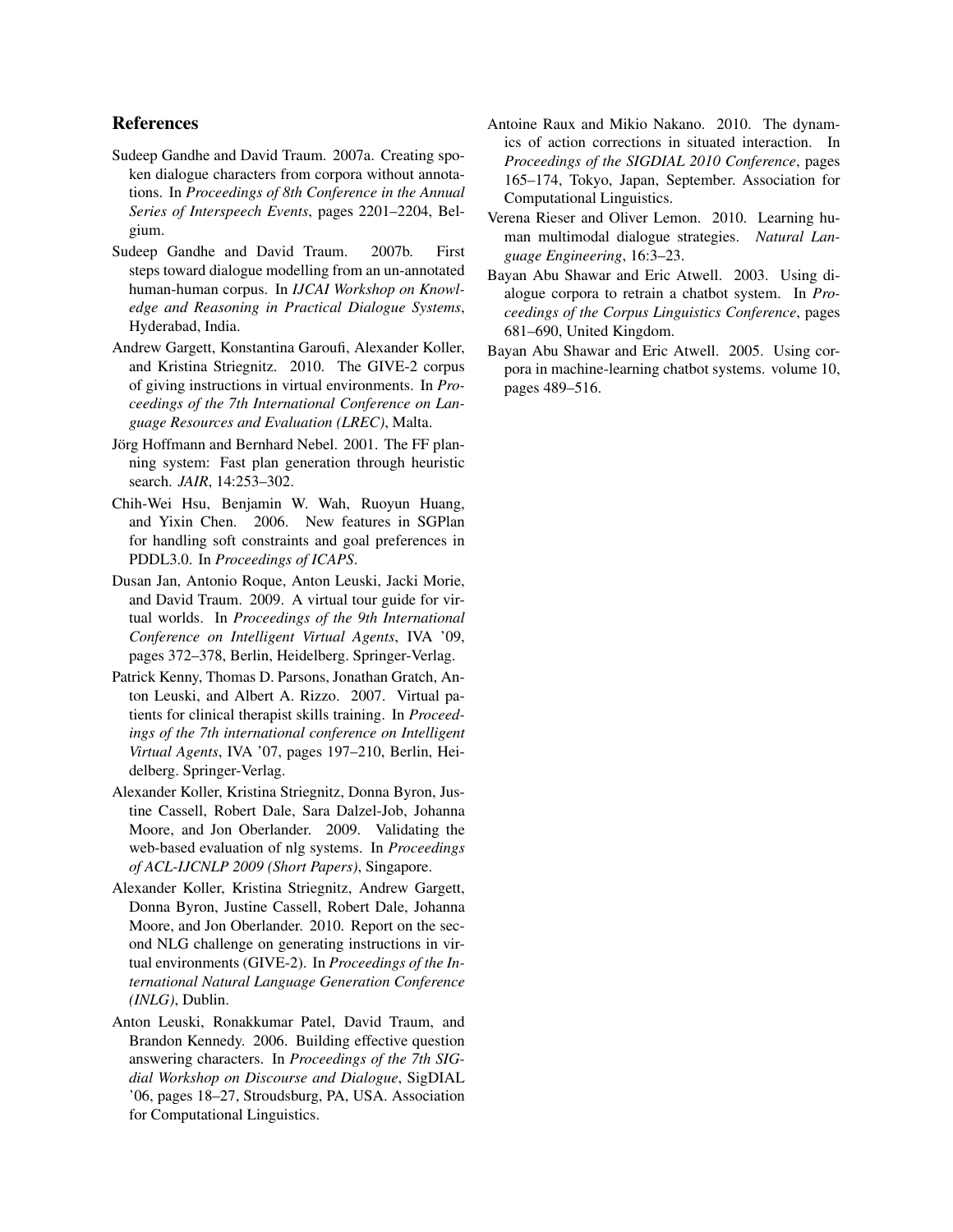## References

Sudeep Gandhe and David Traum. 2007a. Creating spoken dialogue characters from corpora without annotations. In *Proceedings of 8th Conference in the Annual Series of Interspeech Events*, pages 2201–2204, Belgium.

Sudeep Gandhe and David Traum. 2007b. First steps toward dialogue modelling from an un-annotated human-human corpus. In *IJCAI Workshop on Knowledge and Reasoning in Practical Dialogue Systems*, Hyderabad, India.

Andrew Gargett, Konstantina Garoufi, Alexander Koller, and Kristina Striegnitz. 2010. The GIVE-2 corpus of giving instructions in virtual environments. In *Proceedings of the 7th International Conference on Language Resources and Evaluation (LREC)*, Malta.

Jörg Hoffmann and Bernhard Nebel. 2001. The FF planning system: Fast plan generation through heuristic search. *JAIR*, 14:253–302.

Chih-Wei Hsu, Benjamin W. Wah, Ruoyun Huang, and Yixin Chen. 2006. New features in SGPlan for handling soft constraints and goal preferences in PDDL3.0. In *Proceedings of ICAPS*.

Dusan Jan, Antonio Roque, Anton Leuski, Jacki Morie, and David Traum. 2009. A virtual tour guide for virtual worlds. In *Proceedings of the 9th International Conference on Intelligent Virtual Agents*, IVA '09, pages 372–378, Berlin, Heidelberg. Springer-Verlag.

Patrick Kenny, Thomas D. Parsons, Jonathan Gratch, Anton Leuski, and Albert A. Rizzo. 2007. Virtual patients for clinical therapist skills training. In *Proceedings of the 7th international conference on Intelligent Virtual Agents*, IVA '07, pages 197–210, Berlin, Heidelberg. Springer-Verlag.

Alexander Koller, Kristina Striegnitz, Donna Byron, Justine Cassell, Robert Dale, Sara Dalzel-Job, Johanna Moore, and Jon Oberlander. 2009. Validating the web-based evaluation of nlg systems. In *Proceedings of ACL-IJCNLP 2009 (Short Papers)*, Singapore.

Alexander Koller, Kristina Striegnitz, Andrew Gargett, Donna Byron, Justine Cassell, Robert Dale, Johanna Moore, and Jon Oberlander. 2010. Report on the second NLG challenge on generating instructions in virtual environments (GIVE-2). In *Proceedings of the International Natural Language Generation Conference (INLG)*, Dublin.

Anton Leuski, Ronakkumar Patel, David Traum, and Brandon Kennedy. 2006. Building effective question answering characters. In *Proceedings of the 7th SIGdial Workshop on Discourse and Dialogue*, SigDIAL '06, pages 18–27, Stroudsburg, PA, USA. Association for Computational Linguistics.

Antoine Raux and Mikio Nakano. 2010. The dynamics of action corrections in situated interaction. In *Proceedings of the SIGDIAL 2010 Conference*, pages 165–174, Tokyo, Japan, September. Association for Computational Linguistics.

Verena Rieser and Oliver Lemon. 2010. Learning human multimodal dialogue strategies. *Natural Language Engineering*, 16:3–23.

Bayan Abu Shawar and Eric Atwell. 2003. Using dialogue corpora to retrain a chatbot system. In *Proceedings of the Corpus Linguistics Conference*, pages 681–690, United Kingdom.

Bayan Abu Shawar and Eric Atwell. 2005. Using corpora in machine-learning chatbot systems. volume 10, pages 489–516.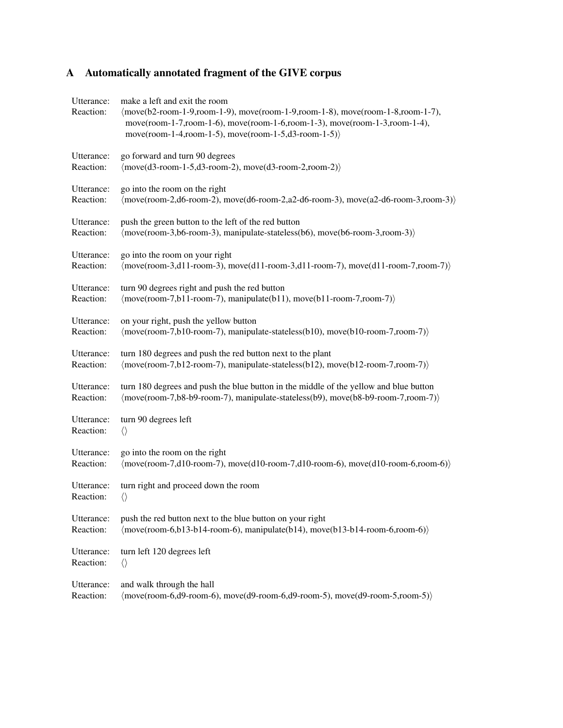## A Automatically annotated fragment of the GIVE corpus

Utterance: make a left and exit the room
Reaction: ⟨move(b2-room-1-9,room-1-9), move(room-1-9,room-1-8), move(room-1-8,room-1-7), move(room-1-7,room-1-6), move(room-1-6,room-1-3), move(room-1-3,room-1-4), move(room-1-4,room-1-5), move(room-1-5,d3-room-1-5)⟩

Utterance: go forward and turn 90 degrees
Reaction: ⟨move(d3-room-1-5,d3-room-2), move(d3-room-2,room-2)⟩

Utterance: go into the room on the right
Reaction: ⟨move(room-2,d6-room-2), move(d6-room-2,a2-d6-room-3), move(a2-d6-room-3,room-3)⟩

Utterance: push the green button to the left of the red button
Reaction: ⟨move(room-3,b6-room-3), manipulate-stateless(b6), move(b6-room-3,room-3)⟩

Utterance: go into the room on your right
Reaction: ⟨move(room-3,d11-room-3), move(d11-room-3,d11-room-7), move(d11-room-7,room-7)⟩

Utterance: turn 90 degrees right and push the red button
Reaction: ⟨move(room-7,b11-room-7), manipulate(b11), move(b11-room-7,room-7)⟩

Utterance: on your right, push the yellow button
Reaction: ⟨move(room-7,b10-room-7), manipulate-stateless(b10), move(b10-room-7,room-7)⟩

Utterance: turn 180 degrees and push the red button next to the plant
Reaction: ⟨move(room-7,b12-room-7), manipulate-stateless(b12), move(b12-room-7,room-7)⟩

Utterance: turn 180 degrees and push the blue button in the middle of the yellow and blue button
Reaction: ⟨move(room-7,b8-b9-room-7), manipulate-stateless(b9), move(b8-b9-room-7,room-7)⟩

Utterance: turn 90 degrees left
Reaction: ⟨⟩

Utterance: go into the room on the right
Reaction: ⟨move(room-7,d10-room-7), move(d10-room-7,d10-room-6), move(d10-room-6,room-6)⟩

Utterance: turn right and proceed down the room
Reaction: ⟨⟩

Utterance: push the red button next to the blue button on your right
Reaction: ⟨move(room-6,b13-b14-room-6), manipulate(b14), move(b13-b14-room-6,room-6)⟩

Utterance: turn left 120 degrees left
Reaction: ⟨⟩

Utterance: and walk through the hall
Reaction: ⟨move(room-6,d9-room-6), move(d9-room-6,d9-room-5), move(d9-room-5,room-5)⟩